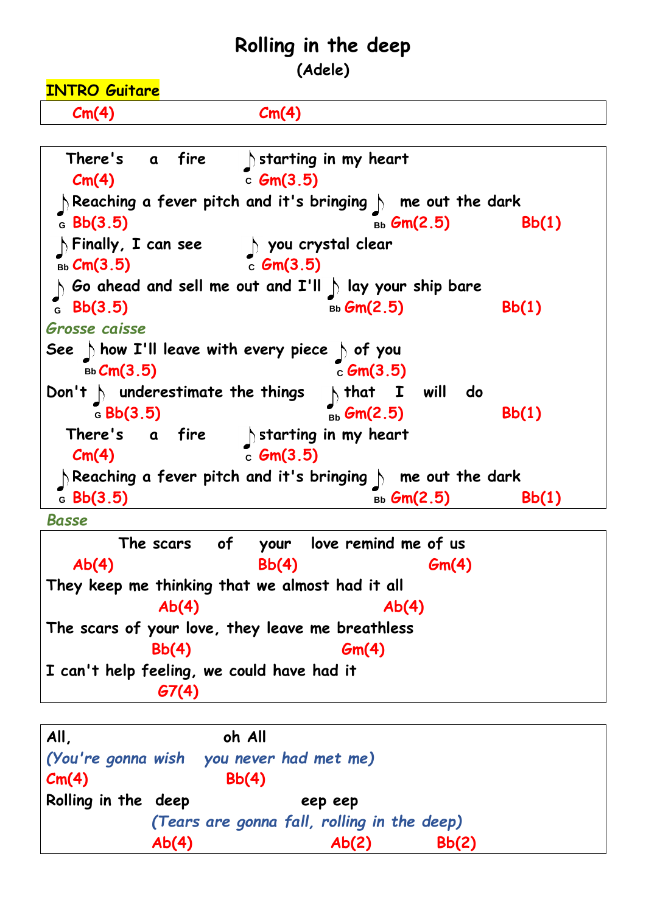# Rolling in the deep

**(Adele)**

**INTRO Guitare**

```
   Cm(4)                    Cm(4)
```

```
  There's   a   fire       ♪ starting in my heart
   Cm(4)                  C Gm(3.5)
♪ Reaching a fever pitch and it's bringing ♪  me out the dark
G Bb(3.5)                              Bb Gm(2.5)        Bb(1)
♪ Finally, I can see       ♪ you crystal clear
Bb Cm(3.5)                C Gm(3.5)
♪ Go ahead and sell me out and I'll ♪ lay your ship bare
G  Bb(3.5)                        Bb Gm(2.5)          Bb(1)
```

*Grosse caisse*

```
See ♪ how I'll leave with every piece ♪ of you
   Bb Cm(3.5)                        C Gm(3.5)
Don't ♪  underestimate the things  ♪ that  I  will  do
     G Bb(3.5)                     Bb Gm(2.5)          Bb(1)
  There's   a   fire       ♪ starting in my heart
   Cm(4)                  C Gm(3.5)
♪ Reaching a fever pitch and it's bringing ♪  me out the dark
G Bb(3.5)                              Bb Gm(2.5)        Bb(1)
```

*Basse*

```
          The scars   of   your  love remind me of us
   Ab(4)                  Bb(4)              Gm(4)
They keep me thinking that we almost had it all
           Ab(4)                     Ab(4)
The scars of your love, they leave me breathless
           Bb(4)                Gm(4)
I can't help feeling, we could have had it
           G7(4)
```

```
All,                   oh All
(You're gonna wish   you never had met me)
Cm(4)                  Bb(4)
Rolling in the  deep            eep eep
         (Tears are gonna fall, rolling in the deep)
         Ab(4)                Ab(2)         Bb(2)
```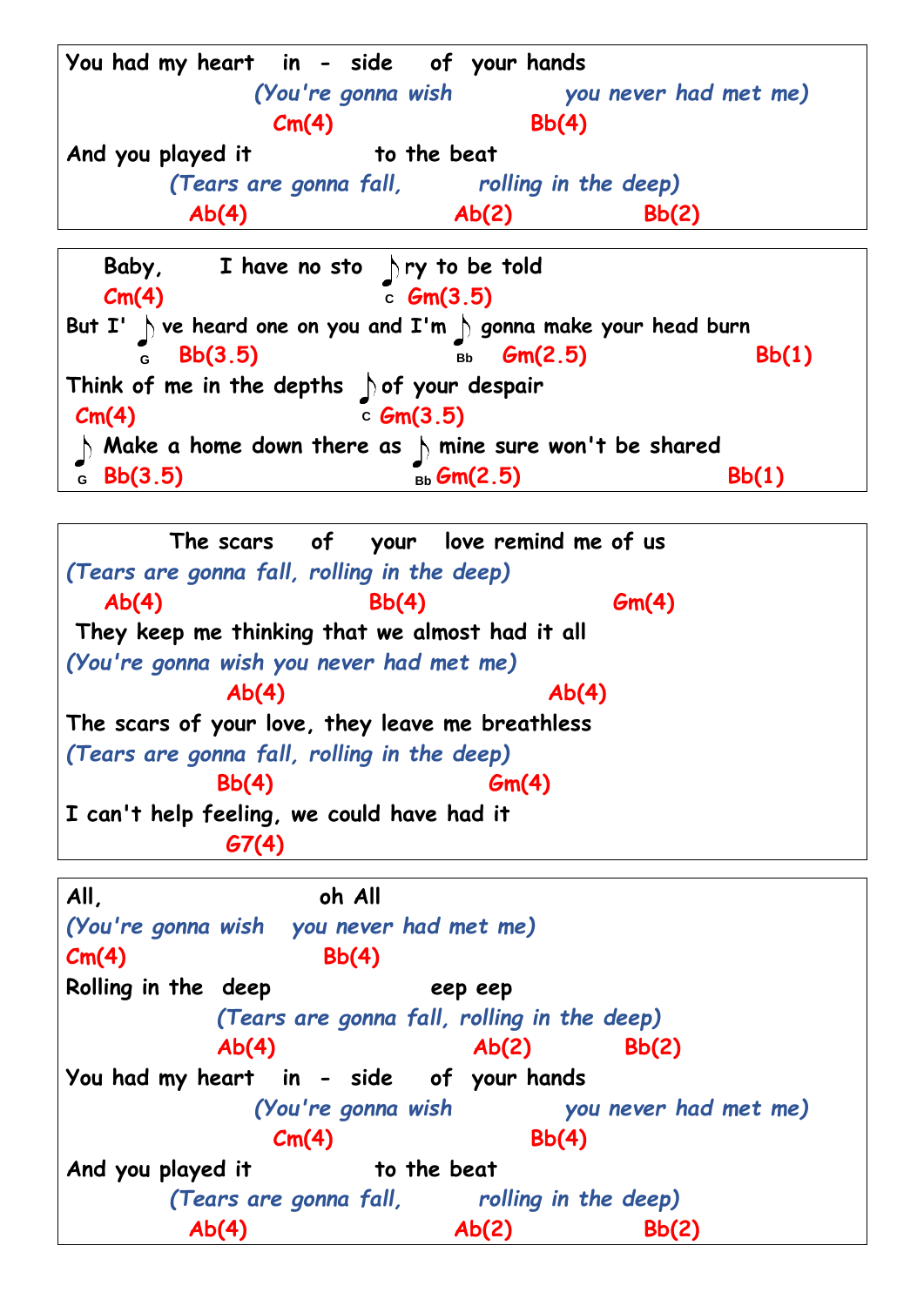You had my heart in - side of your hands

*(You're gonna wish you never had met me)*

Cm(4) Bb(4)

And you played it to the beat

*(Tears are gonna fall, rolling in the deep)*

Ab(4) Ab(2) Bb(2)

---

Baby, I have no sto ♪ ry to be told

Cm(4) C Gm(3.5)

But I' ♪ ve heard one on you and I'm ♪ gonna make your head burn

G Bb(3.5) Bb Gm(2.5) Bb(1)

Think of me in the depths ♪ of your despair

Cm(4) C Gm(3.5)

♪ Make a home down there as ♪ mine sure won't be shared

G Bb(3.5) Bb Gm(2.5) Bb(1)

---

The scars of your love remind me of us

*(Tears are gonna fall, rolling in the deep)*

Ab(4) Bb(4) Gm(4)

They keep me thinking that we almost had it all

*(You're gonna wish you never had met me)*

Ab(4) Ab(4)

The scars of your love, they leave me breathless

*(Tears are gonna fall, rolling in the deep)*

Bb(4) Gm(4)

I can't help feeling, we could have had it

G7(4)

---

All, oh All

*(You're gonna wish you never had met me)*

Cm(4) Bb(4)

Rolling in the deep eep eep

*(Tears are gonna fall, rolling in the deep)*

Ab(4) Ab(2) Bb(2)

You had my heart in - side of your hands

*(You're gonna wish you never had met me)*

Cm(4) Bb(4)

And you played it to the beat

*(Tears are gonna fall, rolling in the deep)*

Ab(4) Ab(2) Bb(2)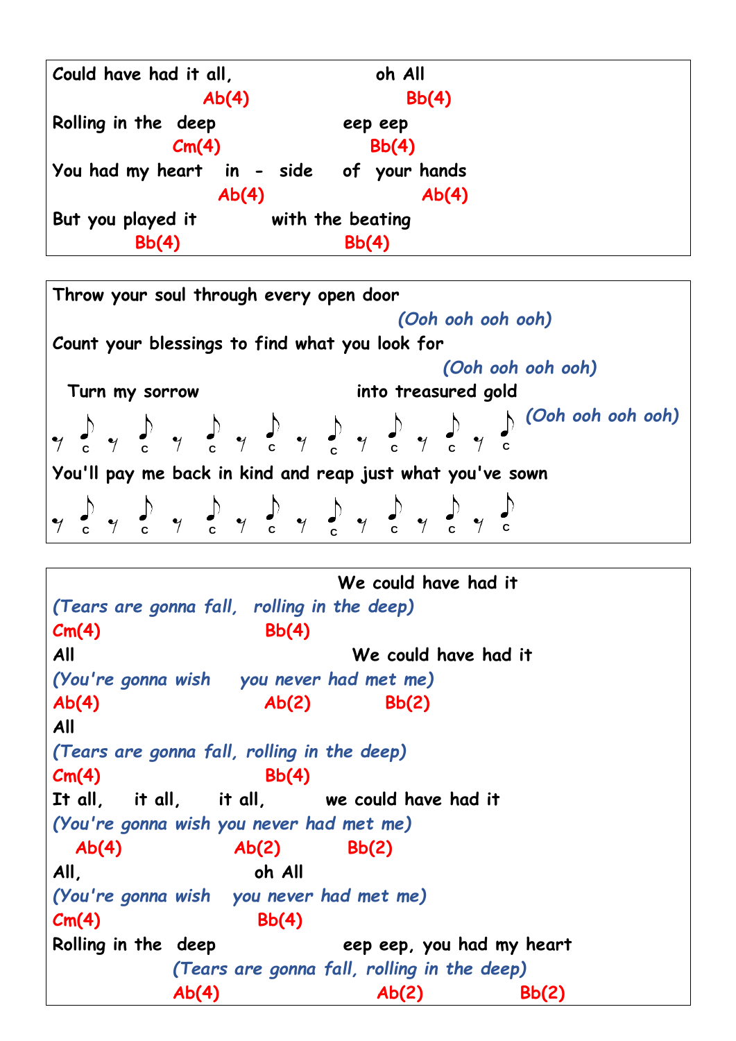Could have had it all, oh All
Ab(4) Bb(4)
Rolling in the deep eep eep
Cm(4) Bb(4)
You had my heart in - side of your hands
Ab(4) Ab(4)
But you played it with the beating
Bb(4) Bb(4)

---

Throw your soul through every open door
*(Ooh ooh ooh ooh)*
Count your blessings to find what you look for
*(Ooh ooh ooh ooh)*
Turn my sorrow into treasured gold
𝄾 c 𝄾 c 𝄾 c 𝄾 c 𝄾 c 𝄾 c 𝄾 c 𝄾 c *(Ooh ooh ooh ooh)*
You'll pay me back in kind and reap just what you've sown
𝄾 c 𝄾 c 𝄾 c 𝄾 c 𝄾 c 𝄾 c 𝄾 c 𝄾 c

---

We could have had it
*(Tears are gonna fall, rolling in the deep)*
Cm(4) Bb(4)
All We could have had it
*(You're gonna wish you never had met me)*
Ab(4) Ab(2) Bb(2)
All
*(Tears are gonna fall, rolling in the deep)*
Cm(4) Bb(4)
It all, it all, it all, we could have had it
*(You're gonna wish you never had met me)*
Ab(4) Ab(2) Bb(2)
All, oh All
*(You're gonna wish you never had met me)*
Cm(4) Bb(4)
Rolling in the deep eep eep, you had my heart
*(Tears are gonna fall, rolling in the deep)*
Ab(4) Ab(2) Bb(2)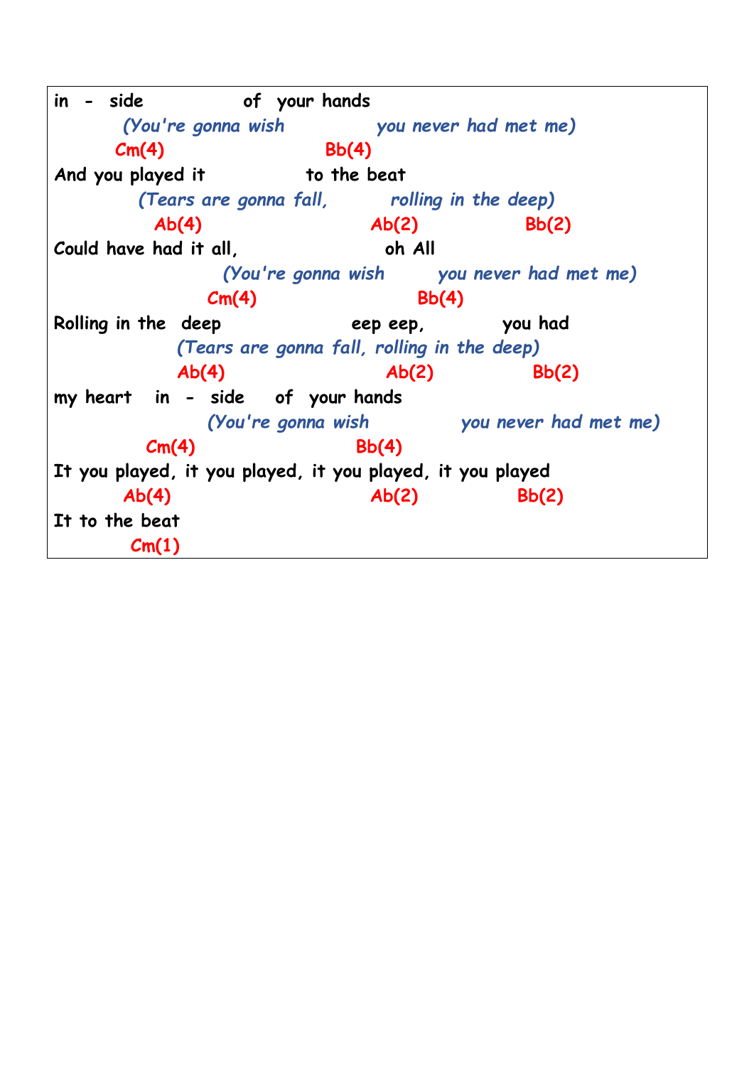in - side of your hands

*(You're gonna wish you never had met me)*

Cm(4) Bb(4)

And you played it to the beat

*(Tears are gonna fall, rolling in the deep)*

Ab(4) Ab(2) Bb(2)

Could have had it all, oh All

*(You're gonna wish you never had met me)*

Cm(4) Bb(4)

Rolling in the deep eep eep, you had

*(Tears are gonna fall, rolling in the deep)*

Ab(4) Ab(2) Bb(2)

my heart in - side of your hands

*(You're gonna wish you never had met me)*

Cm(4) Bb(4)

It you played, it you played, it you played, it you played

Ab(4) Ab(2) Bb(2)

It to the beat

Cm(1)